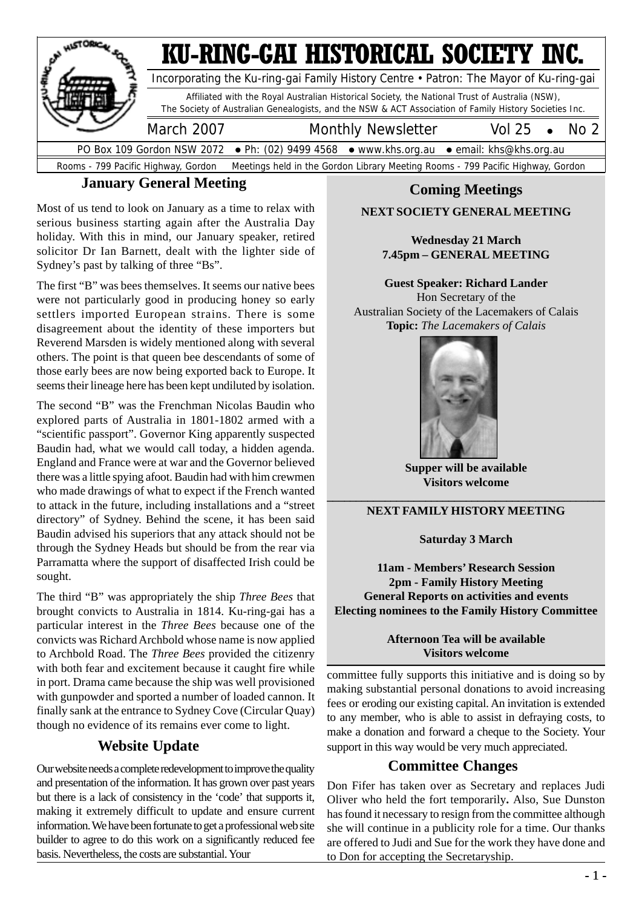# KU-RING-GAI HISTORICAL SOCIETY INC.

Incorporating the Ku-ring-gai Family History Centre • Patron: The Mayor of Ku-ring-gai

Affiliated with the Royal Australian Historical Society, the National Trust of Australia (NSW), The Society of Australian Genealogists, and the NSW & ACT Association of Family History Societies Inc.

March 2007 — Monthly Newsletter — Vol 25 • No 2

PO Box 109 Gordon NSW 2072 • Ph: (02) 9499 4568 • www.khs.org.au • email: khs@khs.org.au

Rooms - 799 Pacific Highway, Gordon — Meetings held in the Gordon Library Meeting Rooms - 799 Pacific Highway, Gordon

## January General Meeting

Most of us tend to look on January as a time to relax with serious business starting again after the Australia Day holiday. With this in mind, our January speaker, retired solicitor Dr Ian Barnett, dealt with the lighter side of Sydney's past by talking of three "Bs".

The first "B" was bees themselves. It seems our native bees were not particularly good in producing honey so early settlers imported European strains. There is some disagreement about the identity of these importers but Reverend Marsden is widely mentioned along with several others. The point is that queen bee descendants of some of those early bees are now being exported back to Europe. It seems their lineage here has been kept undiluted by isolation.

The second "B" was the Frenchman Nicolas Baudin who explored parts of Australia in 1801-1802 armed with a "scientific passport". Governor King apparently suspected Baudin had, what we would call today, a hidden agenda. England and France were at war and the Governor believed there was a little spying afoot. Baudin had with him crewmen who made drawings of what to expect if the French wanted to attack in the future, including installations and a "street directory" of Sydney. Behind the scene, it has been said Baudin advised his superiors that any attack should not be through the Sydney Heads but should be from the rear via Parramatta where the support of disaffected Irish could be sought.

The third "B" was appropriately the ship *Three Bees* that brought convicts to Australia in 1814. Ku-ring-gai has a particular interest in the *Three Bees* because one of the convicts was Richard Archbold whose name is now applied to Archbold Road. The *Three Bees* provided the citizenry with both fear and excitement because it caught fire while in port. Drama came because the ship was well provisioned with gunpowder and sported a number of loaded cannon. It finally sank at the entrance to Sydney Cove (Circular Quay) though no evidence of its remains ever come to light.

## Website Update

Our website needs a complete redevelopment to improve the quality and presentation of the information. It has grown over past years but there is a lack of consistency in the 'code' that supports it, making it extremely difficult to update and ensure current information. We have been fortunate to get a professional web site builder to agree to do this work on a significantly reduced fee basis. Nevertheless, the costs are substantial. Your committee fully supports this initiative and is doing so by making substantial personal donations to avoid increasing fees or eroding our existing capital. An invitation is extended to any member, who is able to assist in defraying costs, to make a donation and forward a cheque to the Society. Your support in this way would be very much appreciated.

## Committee Changes

Don Fifer has taken over as Secretary and replaces Judi Oliver who held the fort temporarily**.** Also, Sue Dunston has found it necessary to resign from the committee although she will continue in a publicity role for a time. Our thanks are offered to Judi and Sue for the work they have done and to Don for accepting the Secretaryship.

## Coming Meetings

**NEXT SOCIETY GENERAL MEETING**

**Wednesday 21 March**
**7.45pm – GENERAL MEETING**

**Guest Speaker: Richard Lander**
Hon Secretary of the
Australian Society of the Lacemakers of Calais
**Topic:** *The Lacemakers of Calais*

**Supper will be available**
**Visitors welcome**

**NEXT FAMILY HISTORY MEETING**

**Saturday 3 March**

**11am - Members' Research Session**
**2pm - Family History Meeting**
**General Reports on activities and events**
**Electing nominees to the Family History Committee**

**Afternoon Tea will be available**
**Visitors welcome**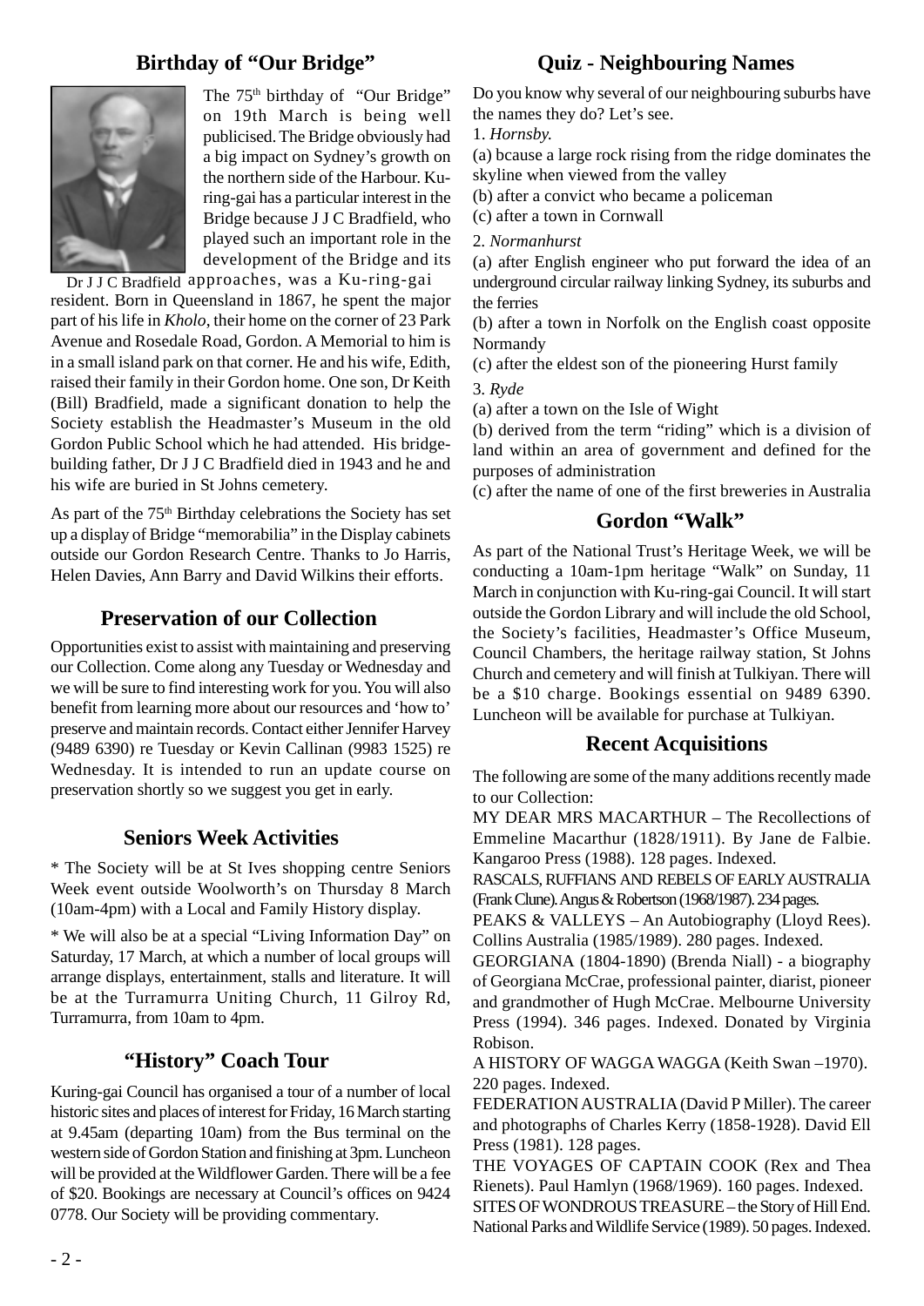## Birthday of "Our Bridge"

Dr J J C Bradfield

The 75th birthday of "Our Bridge" on 19th March is being well publicised. The Bridge obviously had a big impact on Sydney's growth on the northern side of the Harbour. Ku-ring-gai has a particular interest in the Bridge because J J C Bradfield, who played such an important role in the development of the Bridge and its approaches, was a Ku-ring-gai resident. Born in Queensland in 1867, he spent the major part of his life in *Kholo*, their home on the corner of 23 Park Avenue and Rosedale Road, Gordon. A Memorial to him is in a small island park on that corner. He and his wife, Edith, raised their family in their Gordon home. One son, Dr Keith (Bill) Bradfield, made a significant donation to help the Society establish the Headmaster's Museum in the old Gordon Public School which he had attended. His bridge-building father, Dr J J C Bradfield died in 1943 and he and his wife are buried in St Johns cemetery.

As part of the 75th Birthday celebrations the Society has set up a display of Bridge "memorabilia" in the Display cabinets outside our Gordon Research Centre. Thanks to Jo Harris, Helen Davies, Ann Barry and David Wilkins their efforts.

## Preservation of our Collection

Opportunities exist to assist with maintaining and preserving our Collection. Come along any Tuesday or Wednesday and we will be sure to find interesting work for you. You will also benefit from learning more about our resources and 'how to' preserve and maintain records. Contact either Jennifer Harvey (9489 6390) re Tuesday or Kevin Callinan (9983 1525) re Wednesday. It is intended to run an update course on preservation shortly so we suggest you get in early.

## Seniors Week Activities

* The Society will be at St Ives shopping centre Seniors Week event outside Woolworth's on Thursday 8 March (10am-4pm) with a Local and Family History display.

* We will also be at a special "Living Information Day" on Saturday, 17 March, at which a number of local groups will arrange displays, entertainment, stalls and literature. It will be at the Turramurra Uniting Church, 11 Gilroy Rd, Turramurra, from 10am to 4pm.

## "History" Coach Tour

Kuring-gai Council has organised a tour of a number of local historic sites and places of interest for Friday, 16 March starting at 9.45am (departing 10am) from the Bus terminal on the western side of Gordon Station and finishing at 3pm. Luncheon will be provided at the Wildflower Garden. There will be a fee of $20. Bookings are necessary at Council's offices on 9424 0778. Our Society will be providing commentary.

## Quiz - Neighbouring Names

Do you know why several of our neighbouring suburbs have the names they do? Let's see.

1. *Hornsby.*

(a) bcause a large rock rising from the ridge dominates the skyline when viewed from the valley
(b) after a convict who became a policeman
(c) after a town in Cornwall

2. *Normanhurst*

(a) after English engineer who put forward the idea of an underground circular railway linking Sydney, its suburbs and the ferries
(b) after a town in Norfolk on the English coast opposite Normandy
(c) after the eldest son of the pioneering Hurst family

3. *Ryde*

(a) after a town on the Isle of Wight
(b) derived from the term "riding" which is a division of land within an area of government and defined for the purposes of administration
(c) after the name of one of the first breweries in Australia

## Gordon "Walk"

As part of the National Trust's Heritage Week, we will be conducting a 10am-1pm heritage "Walk" on Sunday, 11 March in conjunction with Ku-ring-gai Council. It will start outside the Gordon Library and will include the old School, the Society's facilities, Headmaster's Office Museum, Council Chambers, the heritage railway station, St Johns Church and cemetery and will finish at Tulkiyan. There will be a $10 charge. Bookings essential on 9489 6390. Luncheon will be available for purchase at Tulkiyan.

## Recent Acquisitions

The following are some of the many additions recently made to our Collection:

MY DEAR MRS MACARTHUR – The Recollections of Emmeline Macarthur (1828/1911). By Jane de Falbie. Kangaroo Press (1988). 128 pages. Indexed.

RASCALS, RUFFIANS AND REBELS OF EARLY AUSTRALIA (Frank Clune). Angus & Robertson (1968/1987). 234 pages.

PEAKS & VALLEYS – An Autobiography (Lloyd Rees). Collins Australia (1985/1989). 280 pages. Indexed.

GEORGIANA (1804-1890) (Brenda Niall) - a biography of Georgiana McCrae, professional painter, diarist, pioneer and grandmother of Hugh McCrae. Melbourne University Press (1994). 346 pages. Indexed. Donated by Virginia Robison.

A HISTORY OF WAGGA WAGGA (Keith Swan –1970). 220 pages. Indexed.

FEDERATION AUSTRALIA (David P Miller). The career and photographs of Charles Kerry (1858-1928). David Ell Press (1981). 128 pages.

THE VOYAGES OF CAPTAIN COOK (Rex and Thea Rienets). Paul Hamlyn (1968/1969). 160 pages. Indexed.

SITES OF WONDROUS TREASURE – the Story of Hill End. National Parks and Wildlife Service (1989). 50 pages. Indexed.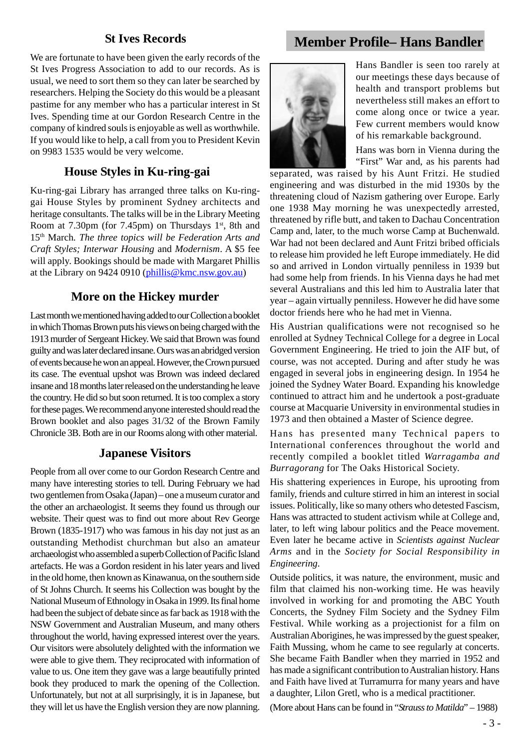## St Ives Records

We are fortunate to have been given the early records of the St Ives Progress Association to add to our records. As is usual, we need to sort them so they can later be searched by researchers. Helping the Society do this would be a pleasant pastime for any member who has a particular interest in St Ives. Spending time at our Gordon Research Centre in the company of kindred souls is enjoyable as well as worthwhile. If you would like to help, a call from you to President Kevin on 9983 1535 would be very welcome.

## House Styles in Ku-ring-gai

Ku-ring-gai Library has arranged three talks on Ku-ring-gai House Styles by prominent Sydney architects and heritage consultants. The talks will be in the Library Meeting Room at 7.30pm (for 7.45pm) on Thursdays 1st, 8th and 15th March. *The three topics will be Federation Arts and Craft Styles; Interwar Housing* and *Modernism*. A $5 fee will apply. Bookings should be made with Margaret Phillis at the Library on 9424 0910 (phillis@kmc.nsw.gov.au)

## More on the Hickey murder

Last month we mentioned having added to our Collection a booklet in which Thomas Brown puts his views on being charged with the 1913 murder of Sergeant Hickey. We said that Brown was found guilty and was later declared insane. Ours was an abridged version of events because he won an appeal. However, the Crown pursued its case. The eventual upshot was Brown was indeed declared insane and 18 months later released on the understanding he leave the country. He did so but soon returned. It is too complex a story for these pages. We recommend anyone interested should read the Brown booklet and also pages 31/32 of the Brown Family Chronicle 3B. Both are in our Rooms along with other material.

## Japanese Visitors

People from all over come to our Gordon Research Centre and many have interesting stories to tell. During February we had two gentlemen from Osaka (Japan) – one a museum curator and the other an archaeologist. It seems they found us through our website. Their quest was to find out more about Rev George Brown (1835-1917) who was famous in his day not just as an outstanding Methodist churchman but also an amateur archaeologist who assembled a superb Collection of Pacific Island artefacts. He was a Gordon resident in his later years and lived in the old home, then known as Kinawanua, on the southern side of St Johns Church. It seems his Collection was bought by the National Museum of Ethnology in Osaka in 1999. Its final home had been the subject of debate since as far back as 1918 with the NSW Government and Australian Museum, and many others throughout the world, having expressed interest over the years. Our visitors were absolutely delighted with the information we were able to give them. They reciprocated with information of value to us. One item they gave was a large beautifully printed book they produced to mark the opening of the Collection. Unfortunately, but not at all surprisingly, it is in Japanese, but they will let us have the English version they are now planning.

## Member Profile– Hans Bandler

Hans Bandler is seen too rarely at our meetings these days because of health and transport problems but nevertheless still makes an effort to come along once or twice a year. Few current members would know of his remarkable background.

Hans was born in Vienna during the "First" War and, as his parents had separated, was raised by his Aunt Fritzi. He studied engineering and was disturbed in the mid 1930s by the threatening cloud of Nazism gathering over Europe. Early one 1938 May morning he was unexpectedly arrested, threatened by rifle butt, and taken to Dachau Concentration Camp and, later, to the much worse Camp at Buchenwald. War had not been declared and Aunt Fritzi bribed officials to release him provided he left Europe immediately. He did so and arrived in London virtually penniless in 1939 but had some help from friends. In his Vienna days he had met several Australians and this led him to Australia later that year – again virtually penniless. However he did have some doctor friends here who he had met in Vienna.

His Austrian qualifications were not recognised so he enrolled at Sydney Technical College for a degree in Local Government Engineering. He tried to join the AIF but, of course, was not accepted. During and after study he was engaged in several jobs in engineering design. In 1954 he joined the Sydney Water Board. Expanding his knowledge continued to attract him and he undertook a post-graduate course at Macquarie University in environmental studies in 1973 and then obtained a Master of Science degree.

Hans has presented many Technical papers to International conferences throughout the world and recently compiled a booklet titled *Warragamba and Burragorang* for The Oaks Historical Society.

His shattering experiences in Europe, his uprooting from family, friends and culture stirred in him an interest in social issues. Politically, like so many others who detested Fascism, Hans was attracted to student activism while at College and, later, to left wing labour politics and the Peace movement. Even later he became active in *Scientists against Nuclear Arms* and in the *Society for Social Responsibility in Engineering*.

Outside politics, it was nature, the environment, music and film that claimed his non-working time. He was heavily involved in working for and promoting the ABC Youth Concerts, the Sydney Film Society and the Sydney Film Festival. While working as a projectionist for a film on Australian Aborigines, he was impressed by the guest speaker, Faith Mussing, whom he came to see regularly at concerts. She became Faith Bandler when they married in 1952 and has made a significant contribution to Australian history. Hans and Faith have lived at Turramurra for many years and have a daughter, Lilon Gretl, who is a medical practitioner.

(More about Hans can be found in "*Strauss to Matilda*" – 1988)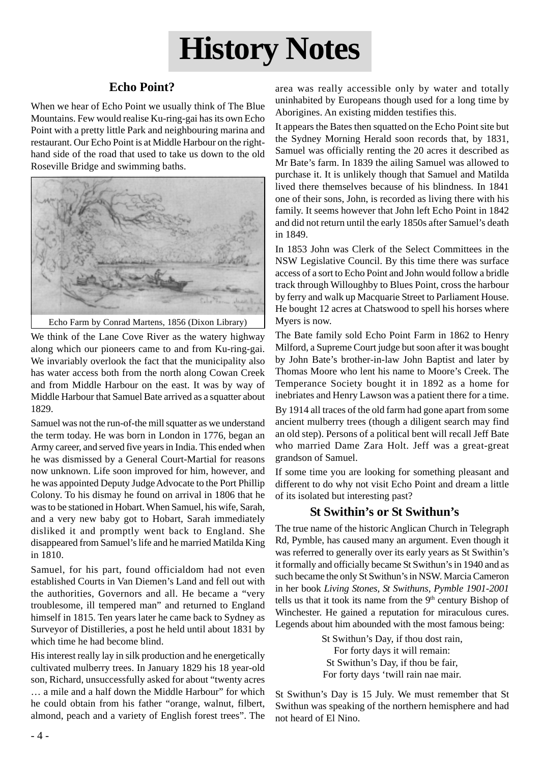# History Notes

## Echo Point?

When we hear of Echo Point we usually think of The Blue Mountains. Few would realise Ku-ring-gai has its own Echo Point with a pretty little Park and neighbouring marina and restaurant. Our Echo Point is at Middle Harbour on the right-hand side of the road that used to take us down to the old Roseville Bridge and swimming baths.

Echo Farm by Conrad Martens, 1856 (Dixon Library)

We think of the Lane Cove River as the watery highway along which our pioneers came to and from Ku-ring-gai. We invariably overlook the fact that the municipality also has water access both from the north along Cowan Creek and from Middle Harbour on the east. It was by way of Middle Harbour that Samuel Bate arrived as a squatter about 1829.

Samuel was not the run-of-the mill squatter as we understand the term today. He was born in London in 1776, began an Army career, and served five years in India. This ended when he was dismissed by a General Court-Martial for reasons now unknown. Life soon improved for him, however, and he was appointed Deputy Judge Advocate to the Port Phillip Colony. To his dismay he found on arrival in 1806 that he was to be stationed in Hobart. When Samuel, his wife, Sarah, and a very new baby got to Hobart, Sarah immediately disliked it and promptly went back to England. She disappeared from Samuel's life and he married Matilda King in 1810.

Samuel, for his part, found officialdom had not even established Courts in Van Diemen's Land and fell out with the authorities, Governors and all. He became a "very troublesome, ill tempered man" and returned to England himself in 1815. Ten years later he came back to Sydney as Surveyor of Distilleries, a post he held until about 1831 by which time he had become blind.

His interest really lay in silk production and he energetically cultivated mulberry trees. In January 1829 his 18 year-old son, Richard, unsuccessfully asked for about "twenty acres … a mile and a half down the Middle Harbour" for which he could obtain from his father "orange, walnut, filbert, almond, peach and a variety of English forest trees". The area was really accessible only by water and totally uninhabited by Europeans though used for a long time by Aborigines. An existing midden testifies this.

It appears the Bates then squatted on the Echo Point site but the Sydney Morning Herald soon records that, by 1831, Samuel was officially renting the 20 acres it described as Mr Bate's farm. In 1839 the ailing Samuel was allowed to purchase it. It is unlikely though that Samuel and Matilda lived there themselves because of his blindness. In 1841 one of their sons, John, is recorded as living there with his family. It seems however that John left Echo Point in 1842 and did not return until the early 1850s after Samuel's death in 1849.

In 1853 John was Clerk of the Select Committees in the NSW Legislative Council. By this time there was surface access of a sort to Echo Point and John would follow a bridle track through Willoughby to Blues Point, cross the harbour by ferry and walk up Macquarie Street to Parliament House. He bought 12 acres at Chatswood to spell his horses where Myers is now.

The Bate family sold Echo Point Farm in 1862 to Henry Milford, a Supreme Court judge but soon after it was bought by John Bate's brother-in-law John Baptist and later by Thomas Moore who lent his name to Moore's Creek. The Temperance Society bought it in 1892 as a home for inebriates and Henry Lawson was a patient there for a time.

By 1914 all traces of the old farm had gone apart from some ancient mulberry trees (though a diligent search may find an old step). Persons of a political bent will recall Jeff Bate who married Dame Zara Holt. Jeff was a great-great grandson of Samuel.

If some time you are looking for something pleasant and different to do why not visit Echo Point and dream a little of its isolated but interesting past?

## St Swithin's or St Swithun's

The true name of the historic Anglican Church in Telegraph Rd, Pymble, has caused many an argument. Even though it was referred to generally over its early years as St Swithin's it formally and officially became St Swithun's in 1940 and as such became the only St Swithun's in NSW. Marcia Cameron in her book *Living Stones, St Swithuns, Pymble 1901-2001* tells us that it took its name from the 9th century Bishop of Winchester. He gained a reputation for miraculous cures. Legends about him abounded with the most famous being:

St Swithun's Day, if thou dost rain,
For forty days it will remain:
St Swithun's Day, if thou be fair,
For forty days 'twill rain nae mair.

St Swithun's Day is 15 July. We must remember that St Swithun was speaking of the northern hemisphere and had not heard of El Nino.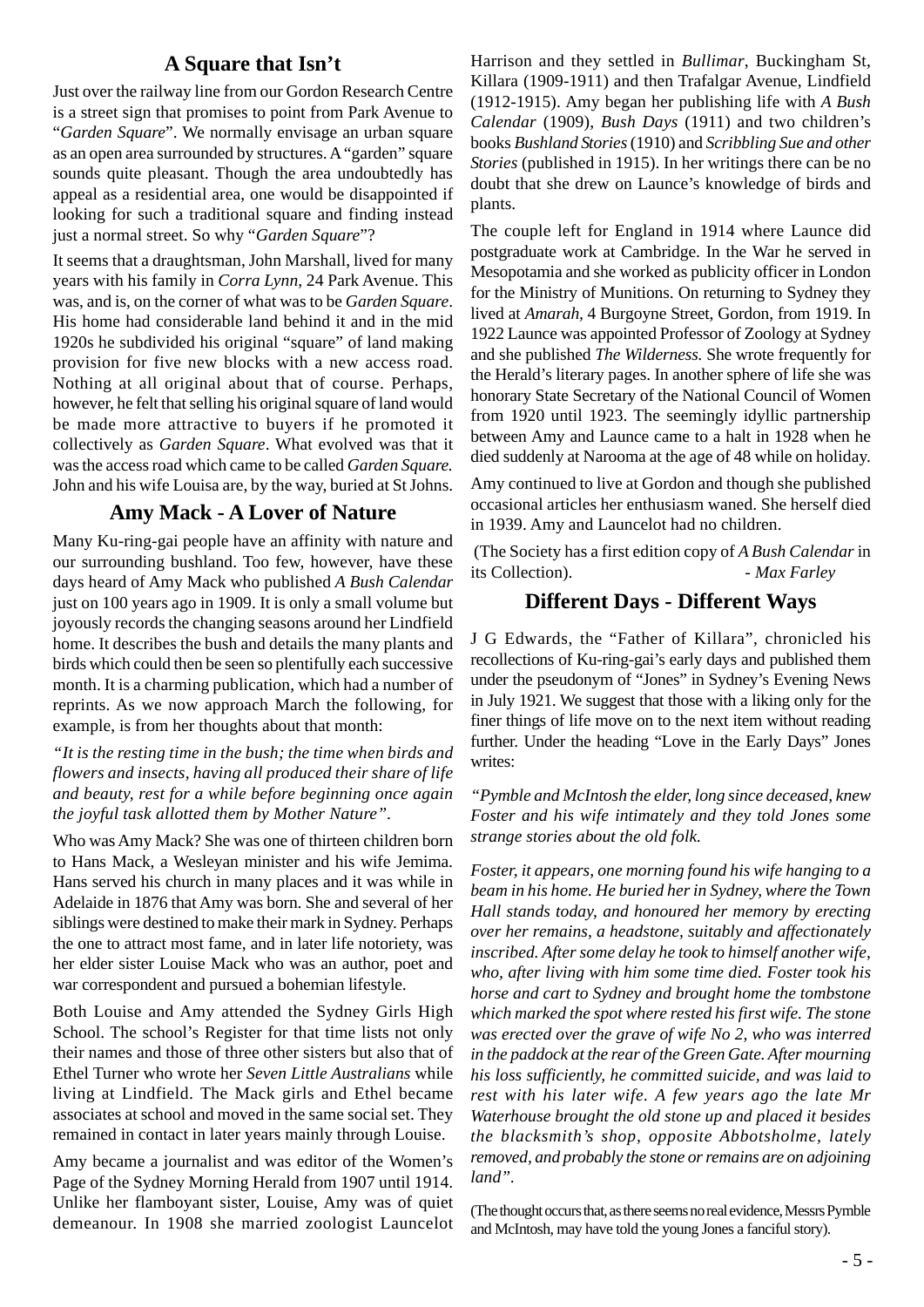## A Square that Isn't

Just over the railway line from our Gordon Research Centre is a street sign that promises to point from Park Avenue to "*Garden Square*". We normally envisage an urban square as an open area surrounded by structures. A "garden" square sounds quite pleasant. Though the area undoubtedly has appeal as a residential area, one would be disappointed if looking for such a traditional square and finding instead just a normal street. So why "*Garden Square*"?

It seems that a draughtsman, John Marshall, lived for many years with his family in *Corra Lynn*, 24 Park Avenue. This was, and is, on the corner of what was to be *Garden Square*. His home had considerable land behind it and in the mid 1920s he subdivided his original "square" of land making provision for five new blocks with a new access road. Nothing at all original about that of course. Perhaps, however, he felt that selling his original square of land would be made more attractive to buyers if he promoted it collectively as *Garden Square*. What evolved was that it was the access road which came to be called *Garden Square.* John and his wife Louisa are, by the way, buried at St Johns.

## Amy Mack - A Lover of Nature

Many Ku-ring-gai people have an affinity with nature and our surrounding bushland. Too few, however, have these days heard of Amy Mack who published *A Bush Calendar* just on 100 years ago in 1909. It is only a small volume but joyously records the changing seasons around her Lindfield home. It describes the bush and details the many plants and birds which could then be seen so plentifully each successive month. It is a charming publication, which had a number of reprints. As we now approach March the following, for example, is from her thoughts about that month:

*"It is the resting time in the bush; the time when birds and flowers and insects, having all produced their share of life and beauty, rest for a while before beginning once again the joyful task allotted them by Mother Nature".*

Who was Amy Mack? She was one of thirteen children born to Hans Mack, a Wesleyan minister and his wife Jemima. Hans served his church in many places and it was while in Adelaide in 1876 that Amy was born. She and several of her siblings were destined to make their mark in Sydney. Perhaps the one to attract most fame, and in later life notoriety, was her elder sister Louise Mack who was an author, poet and war correspondent and pursued a bohemian lifestyle.

Both Louise and Amy attended the Sydney Girls High School. The school's Register for that time lists not only their names and those of three other sisters but also that of Ethel Turner who wrote her *Seven Little Australians* while living at Lindfield. The Mack girls and Ethel became associates at school and moved in the same social set. They remained in contact in later years mainly through Louise.

Amy became a journalist and was editor of the Women's Page of the Sydney Morning Herald from 1907 until 1914. Unlike her flamboyant sister, Louise, Amy was of quiet demeanour. In 1908 she married zoologist Launcelot Harrison and they settled in *Bullimar*, Buckingham St, Killara (1909-1911) and then Trafalgar Avenue, Lindfield (1912-1915). Amy began her publishing life with *A Bush Calendar* (1909), *Bush Days* (1911) and two children's books *Bushland Stories* (1910) and *Scribbling Sue and other Stories* (published in 1915). In her writings there can be no doubt that she drew on Launce's knowledge of birds and plants.

The couple left for England in 1914 where Launce did postgraduate work at Cambridge. In the War he served in Mesopotamia and she worked as publicity officer in London for the Ministry of Munitions. On returning to Sydney they lived at *Amarah*, 4 Burgoyne Street, Gordon, from 1919. In 1922 Launce was appointed Professor of Zoology at Sydney and she published *The Wilderness.* She wrote frequently for the Herald's literary pages. In another sphere of life she was honorary State Secretary of the National Council of Women from 1920 until 1923. The seemingly idyllic partnership between Amy and Launce came to a halt in 1928 when he died suddenly at Narooma at the age of 48 while on holiday.

Amy continued to live at Gordon and though she published occasional articles her enthusiasm waned. She herself died in 1939. Amy and Launcelot had no children.

(The Society has a first edition copy of *A Bush Calendar* in its Collection). - *Max Farley*

## Different Days - Different Ways

J G Edwards, the "Father of Killara", chronicled his recollections of Ku-ring-gai's early days and published them under the pseudonym of "Jones" in Sydney's Evening News in July 1921. We suggest that those with a liking only for the finer things of life move on to the next item without reading further. Under the heading "Love in the Early Days" Jones writes:

*"Pymble and McIntosh the elder, long since deceased, knew Foster and his wife intimately and they told Jones some strange stories about the old folk.*

*Foster, it appears, one morning found his wife hanging to a beam in his home. He buried her in Sydney, where the Town Hall stands today, and honoured her memory by erecting over her remains, a headstone, suitably and affectionately inscribed. After some delay he took to himself another wife, who, after living with him some time died. Foster took his horse and cart to Sydney and brought home the tombstone which marked the spot where rested his first wife. The stone was erected over the grave of wife No 2, who was interred in the paddock at the rear of the Green Gate. After mourning his loss sufficiently, he committed suicide, and was laid to rest with his later wife. A few years ago the late Mr Waterhouse brought the old stone up and placed it besides the blacksmith's shop, opposite Abbotsholme, lately removed, and probably the stone or remains are on adjoining land".*

(The thought occurs that, as there seems no real evidence, Messrs Pymble and McIntosh, may have told the young Jones a fanciful story).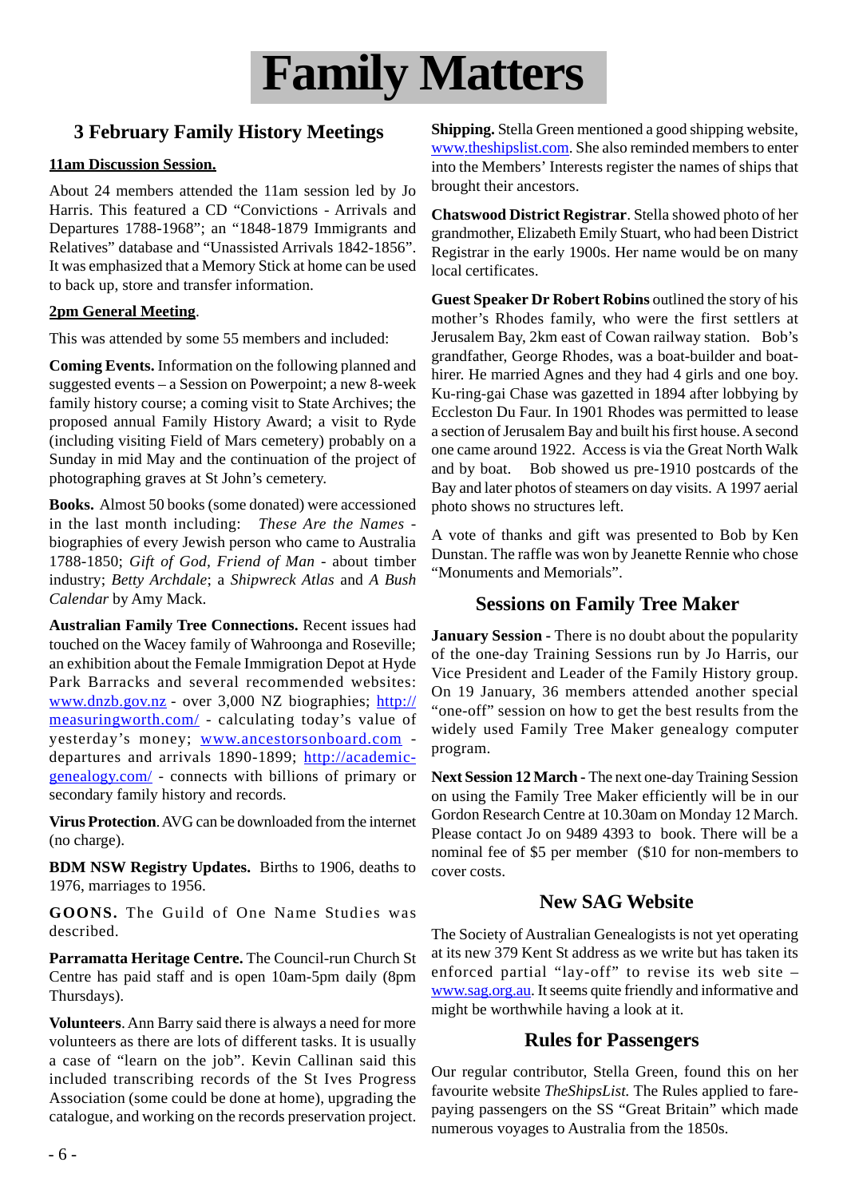# Family Matters

## 3 February Family History Meetings

**11am Discussion Session.**

About 24 members attended the 11am session led by Jo Harris. This featured a CD "Convictions - Arrivals and Departures 1788-1968"; an "1848-1879 Immigrants and Relatives" database and "Unassisted Arrivals 1842-1856". It was emphasized that a Memory Stick at home can be used to back up, store and transfer information.

**2pm General Meeting**.

This was attended by some 55 members and included:

**Coming Events.** Information on the following planned and suggested events – a Session on Powerpoint; a new 8-week family history course; a coming visit to State Archives; the proposed annual Family History Award; a visit to Ryde (including visiting Field of Mars cemetery) probably on a Sunday in mid May and the continuation of the project of photographing graves at St John's cemetery.

**Books.** Almost 50 books (some donated) were accessioned in the last month including: *These Are the Names* - biographies of every Jewish person who came to Australia 1788-1850; *Gift of God, Friend of Man* - about timber industry; *Betty Archdale*; a *Shipwreck Atlas* and *A Bush Calendar* by Amy Mack.

**Australian Family Tree Connections.** Recent issues had touched on the Wacey family of Wahroonga and Roseville; an exhibition about the Female Immigration Depot at Hyde Park Barracks and several recommended websites: www.dnzb.gov.nz - over 3,000 NZ biographies; http://measuringworth.com/ - calculating today's value of yesterday's money; www.ancestorsonboard.com - departures and arrivals 1890-1899; http://academic-genealogy.com/ - connects with billions of primary or secondary family history and records.

**Virus Protection**. AVG can be downloaded from the internet (no charge).

**BDM NSW Registry Updates.** Births to 1906, deaths to 1976, marriages to 1956.

**GOONS.** The Guild of One Name Studies was described.

**Parramatta Heritage Centre.** The Council-run Church St Centre has paid staff and is open 10am-5pm daily (8pm Thursdays).

**Volunteers**. Ann Barry said there is always a need for more volunteers as there are lots of different tasks. It is usually a case of "learn on the job". Kevin Callinan said this included transcribing records of the St Ives Progress Association (some could be done at home), upgrading the catalogue, and working on the records preservation project.

**Shipping.** Stella Green mentioned a good shipping website, www.theshipslist.com. She also reminded members to enter into the Members' Interests register the names of ships that brought their ancestors.

**Chatswood District Registrar**. Stella showed photo of her grandmother, Elizabeth Emily Stuart, who had been District Registrar in the early 1900s. Her name would be on many local certificates.

**Guest Speaker Dr Robert Robins** outlined the story of his mother's Rhodes family, who were the first settlers at Jerusalem Bay, 2km east of Cowan railway station. Bob's grandfather, George Rhodes, was a boat-builder and boat-hirer. He married Agnes and they had 4 girls and one boy. Ku-ring-gai Chase was gazetted in 1894 after lobbying by Eccleston Du Faur. In 1901 Rhodes was permitted to lease a section of Jerusalem Bay and built his first house. A second one came around 1922. Access is via the Great North Walk and by boat. Bob showed us pre-1910 postcards of the Bay and later photos of steamers on day visits. A 1997 aerial photo shows no structures left.

A vote of thanks and gift was presented to Bob by Ken Dunstan. The raffle was won by Jeanette Rennie who chose "Monuments and Memorials".

## Sessions on Family Tree Maker

**January Session -** There is no doubt about the popularity of the one-day Training Sessions run by Jo Harris, our Vice President and Leader of the Family History group. On 19 January, 36 members attended another special "one-off" session on how to get the best results from the widely used Family Tree Maker genealogy computer program.

**Next Session 12 March -** The next one-day Training Session on using the Family Tree Maker efficiently will be in our Gordon Research Centre at 10.30am on Monday 12 March. Please contact Jo on 9489 4393 to book. There will be a nominal fee of $5 per member ($10 for non-members to cover costs.

## New SAG Website

The Society of Australian Genealogists is not yet operating at its new 379 Kent St address as we write but has taken its enforced partial "lay-off" to revise its web site – www.sag.org.au. It seems quite friendly and informative and might be worthwhile having a look at it.

## Rules for Passengers

Our regular contributor, Stella Green, found this on her favourite website *TheShipsList.* The Rules applied to fare-paying passengers on the SS "Great Britain" which made numerous voyages to Australia from the 1850s.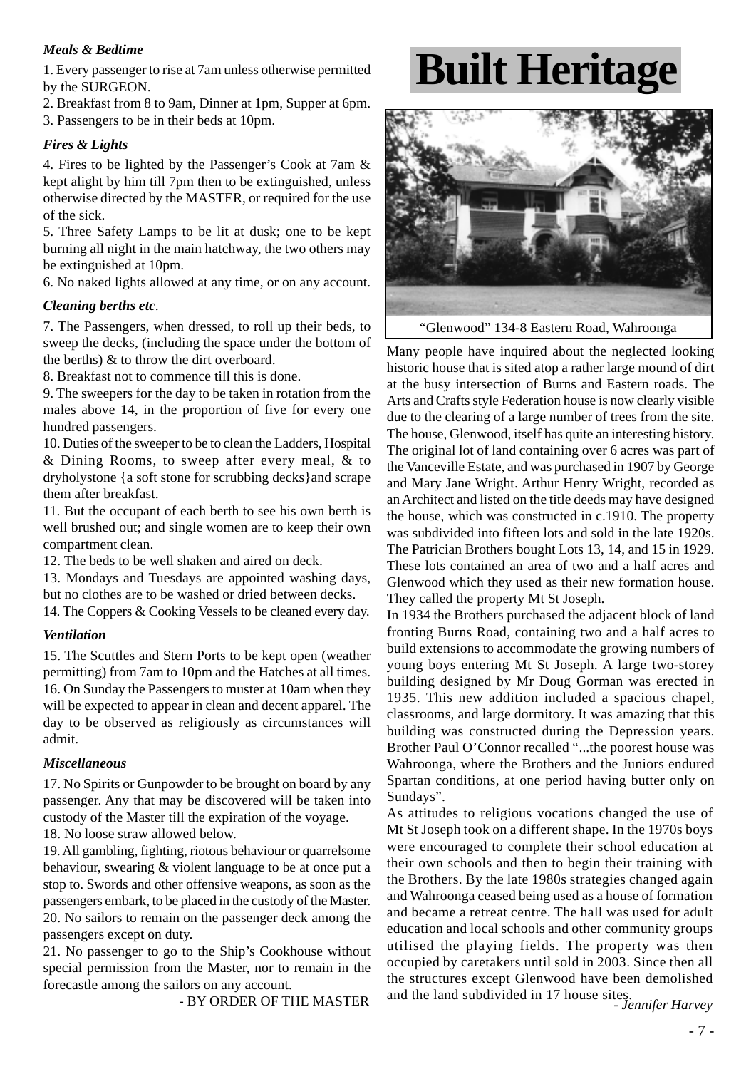### Meals & Bedtime

1. Every passenger to rise at 7am unless otherwise permitted by the SURGEON.
2. Breakfast from 8 to 9am, Dinner at 1pm, Supper at 6pm.
3. Passengers to be in their beds at 10pm.

### Fires & Lights

4. Fires to be lighted by the Passenger's Cook at 7am & kept alight by him till 7pm then to be extinguished, unless otherwise directed by the MASTER, or required for the use of the sick.
5. Three Safety Lamps to be lit at dusk; one to be kept burning all night in the main hatchway, the two others may be extinguished at 10pm.
6. No naked lights allowed at any time, or on any account.

### Cleaning berths etc.

7. The Passengers, when dressed, to roll up their beds, to sweep the decks, (including the space under the bottom of the berths) & to throw the dirt overboard.
8. Breakfast not to commence till this is done.
9. The sweepers for the day to be taken in rotation from the males above 14, in the proportion of five for every one hundred passengers.
10. Duties of the sweeper to be to clean the Ladders, Hospital & Dining Rooms, to sweep after every meal, & to dryholystone {a soft stone for scrubbing decks}and scrape them after breakfast.
11. But the occupant of each berth to see his own berth is well brushed out; and single women are to keep their own compartment clean.
12. The beds to be well shaken and aired on deck.
13. Mondays and Tuesdays are appointed washing days, but no clothes are to be washed or dried between decks.
14. The Coppers & Cooking Vessels to be cleaned every day.

### Ventilation

15. The Scuttles and Stern Ports to be kept open (weather permitting) from 7am to 10pm and the Hatches at all times.
16. On Sunday the Passengers to muster at 10am when they will be expected to appear in clean and decent apparel. The day to be observed as religiously as circumstances will admit.

### Miscellaneous

17. No Spirits or Gunpowder to be brought on board by any passenger. Any that may be discovered will be taken into custody of the Master till the expiration of the voyage.
18. No loose straw allowed below.
19. All gambling, fighting, riotous behaviour or quarrelsome behaviour, swearing & violent language to be at once put a stop to. Swords and other offensive weapons, as soon as the passengers embark, to be placed in the custody of the Master.
20. No sailors to remain on the passenger deck among the passengers except on duty.
21. No passenger to go to the Ship's Cookhouse without special permission from the Master, nor to remain in the forecastle among the sailors on any account.

- BY ORDER OF THE MASTER

# Built Heritage

"Glenwood" 134-8 Eastern Road, Wahroonga

Many people have inquired about the neglected looking historic house that is sited atop a rather large mound of dirt at the busy intersection of Burns and Eastern roads. The Arts and Crafts style Federation house is now clearly visible due to the clearing of a large number of trees from the site. The house, Glenwood, itself has quite an interesting history. The original lot of land containing over 6 acres was part of the Vanceville Estate, and was purchased in 1907 by George and Mary Jane Wright. Arthur Henry Wright, recorded as an Architect and listed on the title deeds may have designed the house, which was constructed in c.1910. The property was subdivided into fifteen lots and sold in the late 1920s. The Patrician Brothers bought Lots 13, 14, and 15 in 1929. These lots contained an area of two and a half acres and Glenwood which they used as their new formation house. They called the property Mt St Joseph.

In 1934 the Brothers purchased the adjacent block of land fronting Burns Road, containing two and a half acres to build extensions to accommodate the growing numbers of young boys entering Mt St Joseph. A large two-storey building designed by Mr Doug Gorman was erected in 1935. This new addition included a spacious chapel, classrooms, and large dormitory. It was amazing that this building was constructed during the Depression years. Brother Paul O'Connor recalled "...the poorest house was Wahroonga, where the Brothers and the Juniors endured Spartan conditions, at one period having butter only on Sundays".

As attitudes to religious vocations changed the use of Mt St Joseph took on a different shape. In the 1970s boys were encouraged to complete their school education at their own schools and then to begin their training with the Brothers. By the late 1980s strategies changed again and Wahroonga ceased being used as a house of formation and became a retreat centre. The hall was used for adult education and local schools and other community groups utilised the playing fields. The property was then occupied by caretakers until sold in 2003. Since then all the structures except Glenwood have been demolished and the land subdivided in 17 house sites.

*- Jennifer Harvey*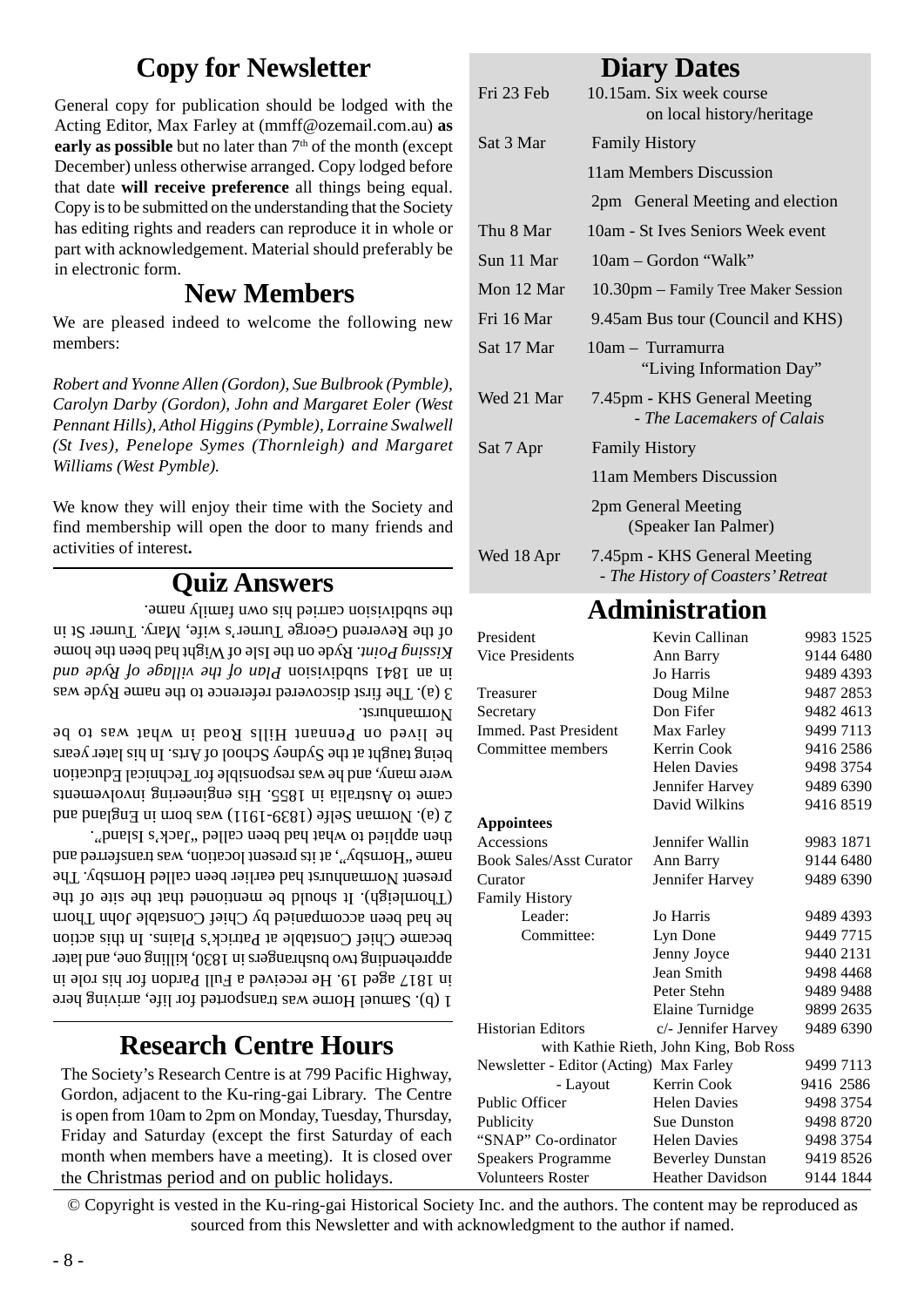## Copy for Newsletter

General copy for publication should be lodged with the Acting Editor, Max Farley at (mmff@ozemail.com.au) **as early as possible** but no later than 7th of the month (except December) unless otherwise arranged. Copy lodged before that date **will receive preference** all things being equal. Copy is to be submitted on the understanding that the Society has editing rights and readers can reproduce it in whole or part with acknowledgement. Material should preferably be in electronic form.

## New Members

We are pleased indeed to welcome the following new members:

*Robert and Yvonne Allen (Gordon), Sue Bulbrook (Pymble), Carolyn Darby (Gordon), John and Margaret Eoler (West Pennant Hills), Athol Higgins (Pymble), Lorraine Swalwell (St Ives), Penelope Symes (Thornleigh) and Margaret Williams (West Pymble).*

We know they will enjoy their time with the Society and find membership will open the door to many friends and activities of interest**.**

## Quiz Answers

1 (b). Samuel Horne was transported for life, arriving here in 1817 aged 19. He received a Full Pardon for his role in apprehending two bushrangers in 1830, killing one, and later became Chief Constable at Patrick's Plains. In this action he had been accompanied by Chief Constable John Thorn (Thornleigh). It should be mentioned that the site of the present Normanhurst had earlier been called Hornsby. The name "Hornsby", at its present location, was transferred and then applied to what had been called "Jack's Island".

2 (a). Norman Selfe (1839-1911) was born in England and came to Australia in 1855. His engineering involvements were many, and he was responsible for Technical Education being taught at the Sydney School of Arts. In his later years he lived on Pennant Hills Road in what was to be Normanhurst.

3 (a). The first discovered reference to the name Ryde was in an 1841 subdivision *Plan of the village of Ryde and Kissing Point*. Ryde on the Isle of Wight had been the home of the Reverend George Turner's wife, Mary. Turner St in the subdivision carried his own family name.

## Research Centre Hours

The Society's Research Centre is at 799 Pacific Highway, Gordon, adjacent to the Ku-ring-gai Library. The Centre is open from 10am to 2pm on Monday, Tuesday, Thursday, Friday and Saturday (except the first Saturday of each month when members have a meeting). It is closed over the Christmas period and on public holidays.

## Diary Dates

| | |
|---|---|
| Fri 23 Feb | 10.15am. Six week course on local history/heritage |
| Sat 3 Mar | Family History |
| | 11am Members Discussion |
| | 2pm General Meeting and election |
| Thu 8 Mar | 10am - St Ives Seniors Week event |
| Sun 11 Mar | 10am – Gordon "Walk" |
| Mon 12 Mar | 10.30pm – Family Tree Maker Session |
| Fri 16 Mar | 9.45am Bus tour (Council and KHS) |
| Sat 17 Mar | 10am – Turramurra "Living Information Day" |
| Wed 21 Mar | 7.45pm - KHS General Meeting - *The Lacemakers of Calais* |
| Sat 7 Apr | Family History |
| | 11am Members Discussion |
| | 2pm General Meeting (Speaker Ian Palmer) |
| Wed 18 Apr | 7.45pm - KHS General Meeting - *The History of Coasters' Retreat* |

## Administration

| | | |
|---|---|---|
| President | Kevin Callinan | 9983 1525 |
| Vice Presidents | Ann Barry | 9144 6480 |
| | Jo Harris | 9489 4393 |
| Treasurer | Doug Milne | 9487 2853 |
| Secretary | Don Fifer | 9482 4613 |
| Immed. Past President | Max Farley | 9499 7113 |
| Committee members | Kerrin Cook | 9416 2586 |
| | Helen Davies | 9498 3754 |
| | Jennifer Harvey | 9489 6390 |
| | David Wilkins | 9416 8519 |
| **Appointees** | | |
| Accessions | Jennifer Wallin | 9983 1871 |
| Book Sales/Asst Curator | Ann Barry | 9144 6480 |
| Curator | Jennifer Harvey | 9489 6390 |
| Family History | | |
| Leader: | Jo Harris | 9489 4393 |
| Committee: | Lyn Done | 9449 7715 |
| | Jenny Joyce | 9440 2131 |
| | Jean Smith | 9498 4468 |
| | Peter Stehn | 9489 9488 |
| | Elaine Turnidge | 9899 2635 |
| Historian Editors | c/- Jennifer Harvey | 9489 6390 |
| with Kathie Rieth, John King, Bob Ross | | |
| Newsletter - Editor (Acting) | Max Farley | 9499 7113 |
| - Layout | Kerrin Cook | 9416 2586 |
| Public Officer | Helen Davies | 9498 3754 |
| Publicity | Sue Dunston | 9498 8720 |
| "SNAP" Co-ordinator | Helen Davies | 9498 3754 |
| Speakers Programme | Beverley Dunstan | 9419 8526 |
| Volunteers Roster | Heather Davidson | 9144 1844 |

© Copyright is vested in the Ku-ring-gai Historical Society Inc. and the authors. The content may be reproduced as sourced from this Newsletter and with acknowledgment to the author if named.